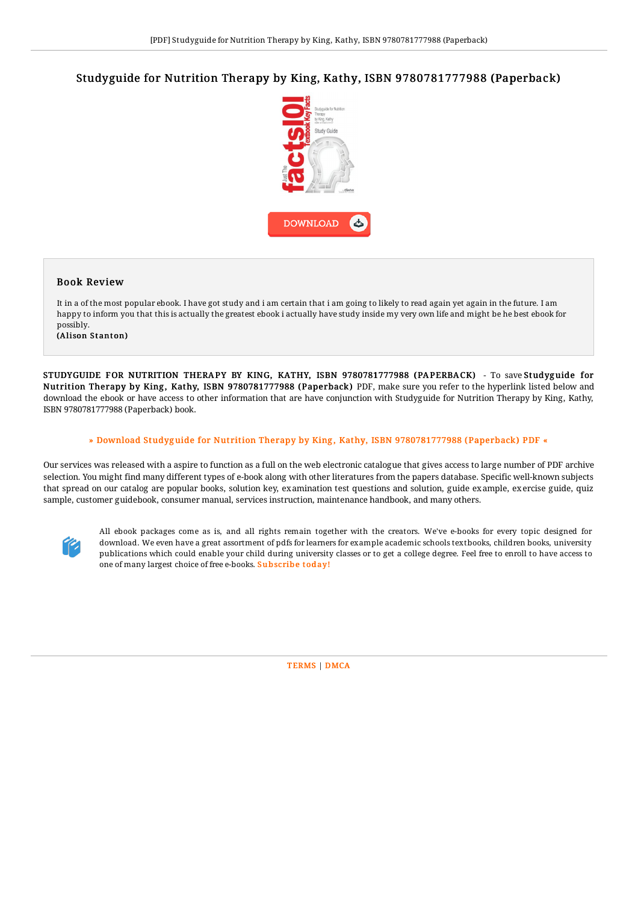# Studyguide for Nutrition Therapy by King, Kathy, ISBN 9780781777988 (Paperback)

DOWNLOAD

## Book Review

It in a of the most popular ebook. I have got study and i am certain that i am going to likely to read again yet again in the future. I am happy to inform you that this is actually the greatest ebook i actually have study inside my very own life and might be he best ebook for possibly.

**(Alison Stanton)**

STUDYGUIDE FOR NUTRITION THERAPY BY KING, KATHY, ISBN 9780781777988 (PAPERBACK) - To save **Studyguide for Nutrition Therapy by King, Kathy, ISBN 9780781777988 (Paperback)** PDF, make sure you refer to the hyperlink listed below and download the ebook or have access to other information that are have conjunction with Studyguide for Nutrition Therapy by King, Kathy, ISBN 9780781777988 (Paperback) book.

» Download Studyguide for Nutrition Therapy by King, Kathy, ISBN 9780781777988 (Paperback) PDF «

Our services was released with a aspire to function as a full on the web electronic catalogue that gives access to large number of PDF archive selection. You might find many different types of e-book along with other literatures from the papers database. Specific well-known subjects that spread on our catalog are popular books, solution key, examination test questions and solution, guide example, exercise guide, quiz sample, customer guidebook, consumer manual, services instruction, maintenance handbook, and many others.

All ebook packages come as is, and all rights remain together with the creators. We've e-books for every topic designed for download. We even have a great assortment of pdfs for learners for example academic schools textbooks, children books, university publications which could enable your child during university classes or to get a college degree. Feel free to enroll to have access to one of many largest choice of free e-books. Subscribe today!

TERMS | DMCA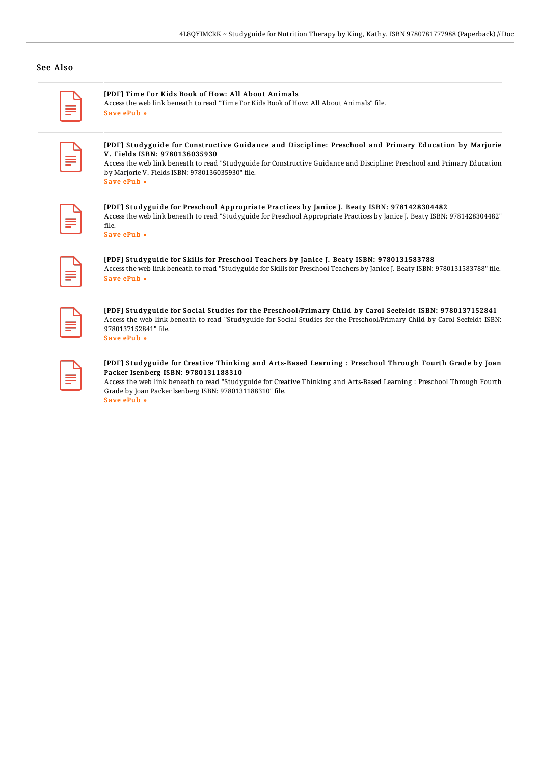## See Also

**[PDF] Time For Kids Book of How: All About Animals**
Access the web link beneath to read "Time For Kids Book of How: All About Animals" file.
Save ePub »

**[PDF] Studyguide for Constructive Guidance and Discipline: Preschool and Primary Education by Marjorie V. Fields ISBN: 9780136035930**
Access the web link beneath to read "Studyguide for Constructive Guidance and Discipline: Preschool and Primary Education by Marjorie V. Fields ISBN: 9780136035930" file.
Save ePub »

**[PDF] Studyguide for Preschool Appropriate Practices by Janice J. Beaty ISBN: 9781428304482**
Access the web link beneath to read "Studyguide for Preschool Appropriate Practices by Janice J. Beaty ISBN: 9781428304482" file.
Save ePub »

**[PDF] Studyguide for Skills for Preschool Teachers by Janice J. Beaty ISBN: 9780131583788**
Access the web link beneath to read "Studyguide for Skills for Preschool Teachers by Janice J. Beaty ISBN: 9780131583788" file.
Save ePub »

**[PDF] Studyguide for Social Studies for the Preschool/Primary Child by Carol Seefeldt ISBN: 9780137152841**
Access the web link beneath to read "Studyguide for Social Studies for the Preschool/Primary Child by Carol Seefeldt ISBN: 9780137152841" file.
Save ePub »

**[PDF] Studyguide for Creative Thinking and Arts-Based Learning : Preschool Through Fourth Grade by Joan Packer Isenberg ISBN: 9780131188310**
Access the web link beneath to read "Studyguide for Creative Thinking and Arts-Based Learning : Preschool Through Fourth Grade by Joan Packer Isenberg ISBN: 9780131188310" file.
Save ePub »